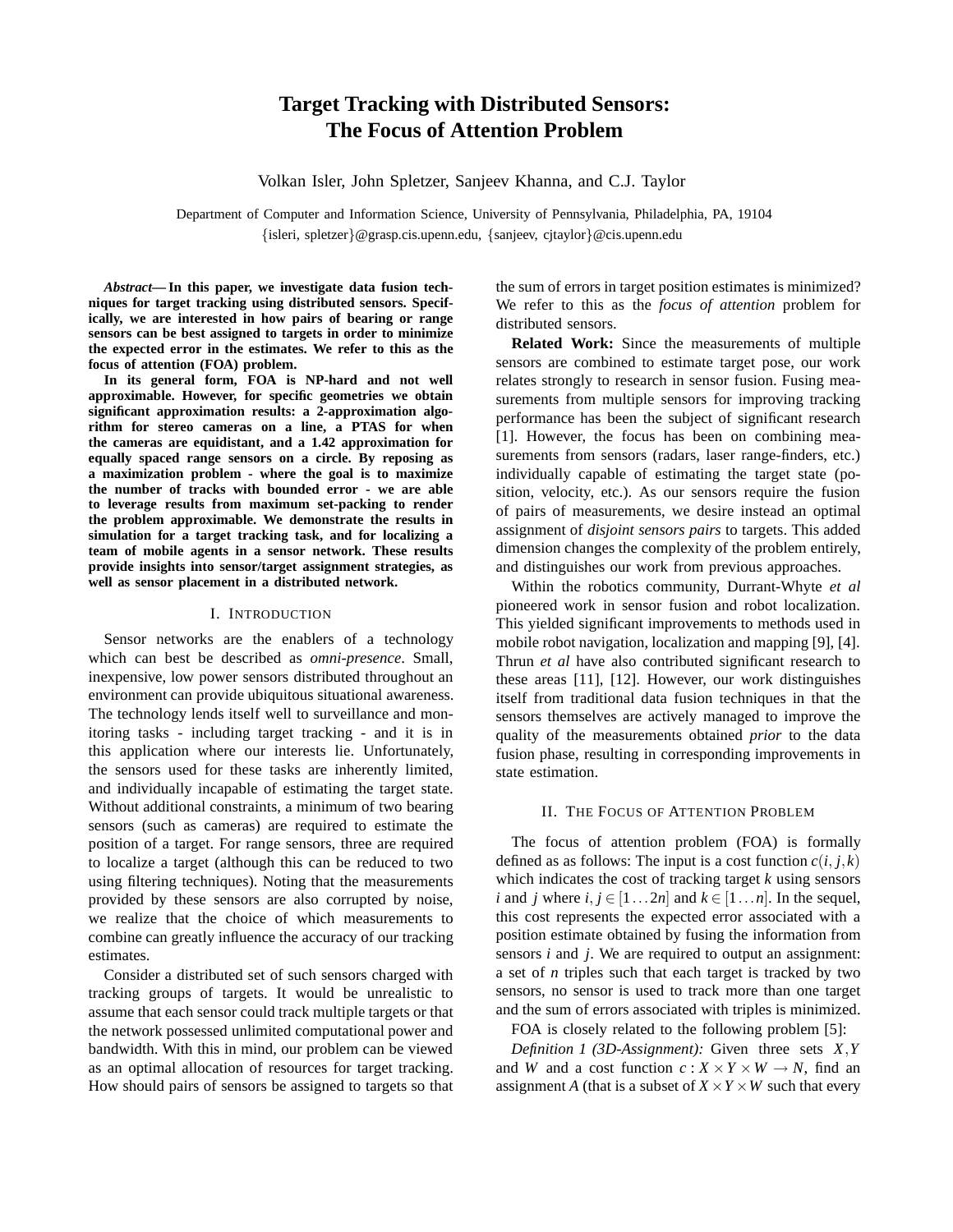# Target Tracking with Distributed Sensors: The Focus of Attention Problem

Volkan Isler, John Spletzer, Sanjeev Khanna, and C.J. Taylor

Department of Computer and Information Science, University of Pennsylvania, Philadelphia, PA, 19104
{isleri, spletzer}@grasp.cis.upenn.edu, {sanjeev, cjtaylor}@cis.upenn.edu

***Abstract*— In this paper, we investigate data fusion techniques for target tracking using distributed sensors. Specifically, we are interested in how pairs of bearing or range sensors can be best assigned to targets in order to minimize the expected error in the estimates. We refer to this as the focus of attention (FOA) problem.**

**In its general form, FOA is NP-hard and not well approximable. However, for specific geometries we obtain significant approximation results: a 2-approximation algorithm for stereo cameras on a line, a PTAS for when the cameras are equidistant, and a 1.42 approximation for equally spaced range sensors on a circle. By reposing as a maximization problem - where the goal is to maximize the number of tracks with bounded error - we are able to leverage results from maximum set-packing to render the problem approximable. We demonstrate the results in simulation for a target tracking task, and for localizing a team of mobile agents in a sensor network. These results provide insights into sensor/target assignment strategies, as well as sensor placement in a distributed network.**

## I. Introduction

Sensor networks are the enablers of a technology which can best be described as *omni-presence*. Small, inexpensive, low power sensors distributed throughout an environment can provide ubiquitous situational awareness. The technology lends itself well to surveillance and monitoring tasks - including target tracking - and it is in this application where our interests lie. Unfortunately, the sensors used for these tasks are inherently limited, and individually incapable of estimating the target state. Without additional constraints, a minimum of two bearing sensors (such as cameras) are required to estimate the position of a target. For range sensors, three are required to localize a target (although this can be reduced to two using filtering techniques). Noting that the measurements provided by these sensors are also corrupted by noise, we realize that the choice of which measurements to combine can greatly influence the accuracy of our tracking estimates.

Consider a distributed set of such sensors charged with tracking groups of targets. It would be unrealistic to assume that each sensor could track multiple targets or that the network possessed unlimited computational power and bandwidth. With this in mind, our problem can be viewed as an optimal allocation of resources for target tracking. How should pairs of sensors be assigned to targets so that the sum of errors in target position estimates is minimized? We refer to this as the *focus of attention* problem for distributed sensors.

**Related Work:** Since the measurements of multiple sensors are combined to estimate target pose, our work relates strongly to research in sensor fusion. Fusing measurements from multiple sensors for improving tracking performance has been the subject of significant research [1]. However, the focus has been on combining measurements from sensors (radars, laser range-finders, etc.) individually capable of estimating the target state (position, velocity, etc.). As our sensors require the fusion of pairs of measurements, we desire instead an optimal assignment of *disjoint sensors pairs* to targets. This added dimension changes the complexity of the problem entirely, and distinguishes our work from previous approaches.

Within the robotics community, Durrant-Whyte *et al* pioneered work in sensor fusion and robot localization. This yielded significant improvements to methods used in mobile robot navigation, localization and mapping [9], [4]. Thrun *et al* have also contributed significant research to these areas [11], [12]. However, our work distinguishes itself from traditional data fusion techniques in that the sensors themselves are actively managed to improve the quality of the measurements obtained *prior* to the data fusion phase, resulting in corresponding improvements in state estimation.

## II. The Focus of Attention Problem

The focus of attention problem (FOA) is formally defined as as follows: The input is a cost function $c(i,j,k)$ which indicates the cost of tracking target $k$ using sensors $i$ and $j$ where $i,j \in [1\dots 2n]$ and $k \in [1\dots n]$. In the sequel, this cost represents the expected error associated with a position estimate obtained by fusing the information from sensors $i$ and $j$. We are required to output an assignment: a set of $n$ triples such that each target is tracked by two sensors, no sensor is used to track more than one target and the sum of errors associated with triples is minimized.

FOA is closely related to the following problem [5]:

*Definition 1 (3D-Assignment):* Given three sets $X,Y$ and $W$ and a cost function $c : X \times Y \times W \to N$, find an assignment $A$ (that is a subset of $X \times Y \times W$ such that every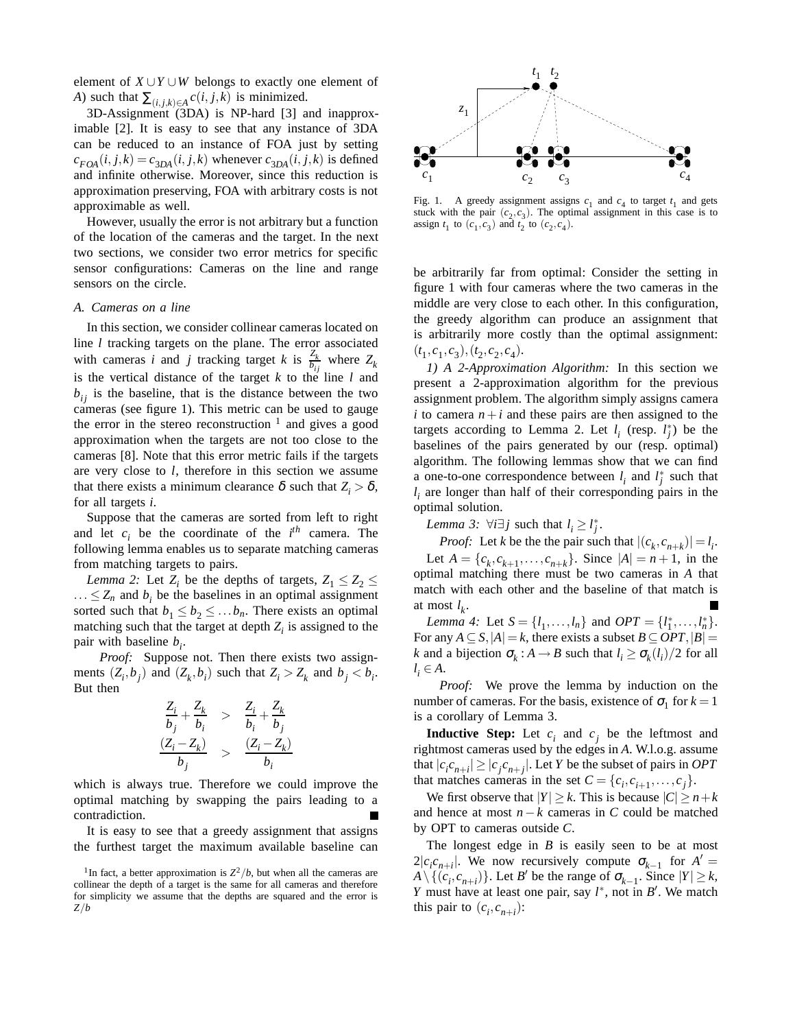element of $X \cup Y \cup W$ belongs to exactly one element of $A$) such that $\sum_{(i,j,k)\in A} c(i,j,k)$ is minimized.

3D-Assignment (3DA) is NP-hard [3] and inapproximable [2]. It is easy to see that any instance of 3DA can be reduced to an instance of FOA just by setting $c_{FOA}(i,j,k) = c_{3DA}(i,j,k)$ whenever $c_{3DA}(i,j,k)$ is defined and infinite otherwise. Moreover, since this reduction is approximation preserving, FOA with arbitrary costs is not approximable as well.

However, usually the error is not arbitrary but a function of the location of the cameras and the target. In the next two sections, we consider two error metrics for specific sensor configurations: Cameras on the line and range sensors on the circle.

### A. Cameras on a line

In this section, we consider collinear cameras located on line $l$ tracking targets on the plane. The error associated with cameras $i$ and $j$ tracking target $k$ is $\frac{Z_k}{b_{ij}}$ where $Z_k$ is the vertical distance of the target $k$ to the line $l$ and $b_{ij}$ is the baseline, that is the distance between the two cameras (see figure 1). This metric can be used to gauge the error in the stereo reconstruction [1] and gives a good approximation when the targets are not too close to the cameras [8]. Note that this error metric fails if the targets are very close to $l$, therefore in this section we assume that there exists a minimum clearance $\delta$ such that $Z_i > \delta$, for all targets $i$.

Suppose that the cameras are sorted from left to right and let $c_i$ be the coordinate of the $i^{th}$ camera. The following lemma enables us to separate matching cameras from matching targets to pairs.

*Lemma 2:* Let $Z_i$ be the depths of targets, $Z_1 \leq Z_2 \leq \ldots \leq Z_n$ and $b_i$ be the baselines in an optimal assignment sorted such that $b_1 \leq b_2 \leq \ldots b_n$. There exists an optimal matching such that the target at depth $Z_i$ is assigned to the pair with baseline $b_i$.

*Proof:* Suppose not. Then there exists two assignments $(Z_i, b_j)$ and $(Z_k, b_i)$ such that $Z_i > Z_k$ and $b_j < b_i$. But then

$$\frac{Z_i}{b_j} + \frac{Z_k}{b_i} > \frac{Z_i}{b_i} + \frac{Z_k}{b_j}$$

$$\frac{(Z_i - Z_k)}{b_j} > \frac{(Z_i - Z_k)}{b_i}$$

which is always true. Therefore we could improve the optimal matching by swapping the pairs leading to a contradiction. ■

It is easy to see that a greedy assignment that assigns the furthest target the maximum available baseline can be arbitrarily far from optimal: Consider the setting in figure 1 with four cameras where the two cameras in the middle are very close to each other. In this configuration, the greedy algorithm can produce an assignment that is arbitrarily more costly than the optimal assignment: $(t_1, c_1, c_3), (t_2, c_2, c_4)$.

Fig. 1. A greedy assignment assigns $c_1$ and $c_4$ to target $t_1$ and gets stuck with the pair $(c_2, c_3)$. The optimal assignment in this case is to assign $t_1$ to $(c_1, c_3)$ and $t_2$ to $(c_2, c_4)$.

*1) A 2-Approximation Algorithm:* In this section we present a 2-approximation algorithm for the previous assignment problem. The algorithm simply assigns camera $i$ to camera $n+i$ and these pairs are then assigned to the targets according to Lemma 2. Let $l_i$ (resp. $l_j^*$) be the baselines of the pairs generated by our (resp. optimal) algorithm. The following lemmas show that we can find a one-to-one correspondence between $l_i$ and $l_j^*$ such that $l_i$ are longer than half of their corresponding pairs in the optimal solution.

*Lemma 3:* $\forall i \exists j$ such that $l_i \geq l_j^*$.

*Proof:* Let $k$ be the the pair such that $|(c_k, c_{n+k})| = l_i$. Let $A = \{c_k, c_{k+1}, \ldots, c_{n+k}\}$. Since $|A| = n+1$, in the optimal matching there must be two cameras in $A$ that match with each other and the baseline of that match is at most $l_k$. ■

*Lemma 4:* Let $S = \{l_1, \ldots, l_n\}$ and $OPT = \{l_1^*, \ldots, l_n^*\}$. For any $A \subseteq S, |A| = k$, there exists a subset $B \subseteq OPT, |B| = k$ and a bijection $\sigma_k : A \rightarrow B$ such that $l_i \geq \sigma_k(l_i)/2$ for all $l_i \in A$.

*Proof:* We prove the lemma by induction on the number of cameras. For the basis, existence of $\sigma_1$ for $k = 1$ is a corollary of Lemma 3.

**Inductive Step:** Let $c_i$ and $c_j$ be the leftmost and rightmost cameras used by the edges in $A$. W.l.o.g. assume that $|c_i c_{n+i}| \geq |c_j c_{n+j}|$. Let $Y$ be the subset of pairs in $OPT$ that matches cameras in the set $C = \{c_i, c_{i+1}, \ldots, c_j\}$.

We first observe that $|Y| \geq k$. This is because $|C| \geq n+k$ and hence at most $n-k$ cameras in $C$ could be matched by OPT to cameras outside $C$.

The longest edge in $B$ is easily seen to be at most $2|c_i c_{n+i}|$. We now recursively compute $\sigma_{k-1}$ for $A' = A \setminus \{(c_i, c_{n+i})\}$. Let $B'$ be the range of $\sigma_{k-1}$. Since $|Y| \geq k$, $Y$ must have at least one pair, say $l^*$, not in $B'$. We match this pair to $(c_i, c_{n+i})$:

[1] In fact, a better approximation is $Z^2/b$, but when all the cameras are collinear the depth of a target is the same for all cameras and therefore for simplicity we assume that the depths are squared and the error is $Z/b$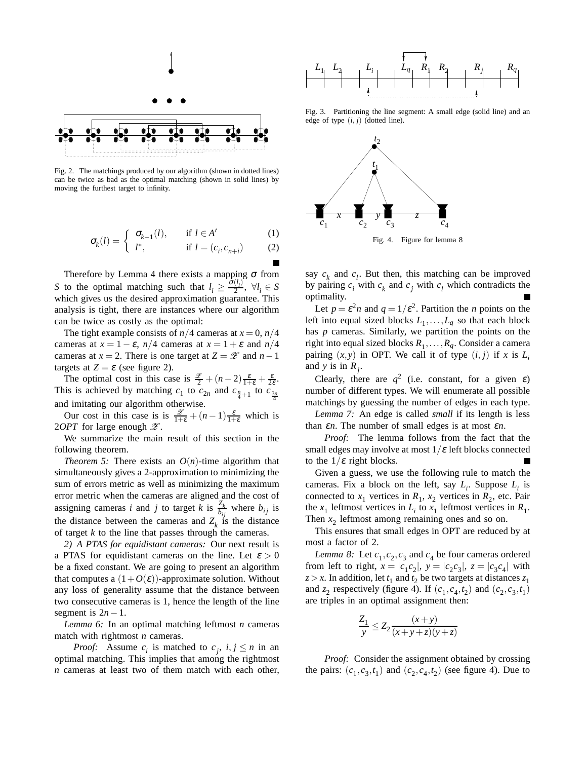Fig. 2. The matchings produced by our algorithm (shown in dotted lines) can be twice as bad as the optimal matching (shown in solid lines) by moving the furthest target to infinity.

$$\sigma_k(l) = \begin{cases} \sigma_{k-1}(l), & \text{if } l \in A' \quad (1) \\ l^*, & \text{if } l = (c_i, c_{n+i}) \quad (2) \end{cases}$$

■

Therefore by Lemma 4 there exists a mapping $\sigma$ from $S$ to the optimal matching such that $l_i \geq \frac{\sigma(l_i)}{2}$, $\forall l_i \in S$ which gives us the desired approximation guarantee. This analysis is tight, there are instances where our algorithm can be twice as costly as the optimal:

The tight example consists of $n/4$ cameras at $x = 0$, $n/4$ cameras at $x = 1 - \varepsilon$, $n/4$ cameras at $x = 1 + \varepsilon$ and $n/4$ cameras at $x = 2$. There is one target at $Z = \mathscr{Z}$ and $n - 1$ targets at $Z = \varepsilon$ (see figure 2).

The optimal cost in this case is $\frac{\mathscr{Z}}{2} + (n-2)\frac{\varepsilon}{1+\varepsilon} + \frac{\varepsilon}{2\varepsilon}$. This is achieved by matching $c_1$ to $c_{2n}$ and $c_{\frac{n}{4}+1}$ to $c_{\frac{3n}{4}}$ and imitating our algorithm otherwise.

Our cost in this case is is $\frac{\mathscr{Z}}{1+\varepsilon} + (n-1)\frac{\varepsilon}{1+\varepsilon}$ which is $2OPT$ for large enough $\mathscr{Z}$.

We summarize the main result of this section in the following theorem.

*Theorem 5:* There exists an $O(n)$-time algorithm that simultaneously gives a 2-approximation to minimizing the sum of errors metric as well as minimizing the maximum error metric when the cameras are aligned and the cost of assigning cameras $i$ and $j$ to target $k$ is $\frac{Z_k}{b_{ij}}$ where $b_{ij}$ is the distance between the cameras and $Z_k$ is the distance of target $k$ to the line that passes through the cameras.

*2) A PTAS for equidistant cameras:* Our next result is a PTAS for equidistant cameras on the line. Let $\varepsilon > 0$ be a fixed constant. We are going to present an algorithm that computes a $(1 + O(\varepsilon))$-approximate solution. Without any loss of generality assume that the distance between two consecutive cameras is 1, hence the length of the line segment is $2n - 1$.

*Lemma 6:* In an optimal matching leftmost $n$ cameras match with rightmost $n$ cameras.

*Proof:* Assume $c_i$ is matched to $c_j$, $i, j \leq n$ in an optimal matching. This implies that among the rightmost $n$ cameras at least two of them match with each other, say $c_k$ and $c_l$. But then, this matching can be improved by pairing $c_i$ with $c_k$ and $c_j$ with $c_l$ which contradicts the optimality. ■

Fig. 3. Partitioning the line segment: A small edge (solid line) and an edge of type $(i, j)$ (dotted line).

Fig. 4. Figure for lemma 8

Let $p = \varepsilon^2 n$ and $q = 1/\varepsilon^2$. Partition the $n$ points on the left into equal sized blocks $L_1, \ldots, L_q$ so that each block has $p$ cameras. Similarly, we partition the points on the right into equal sized blocks $R_1, \ldots, R_q$. Consider a camera pairing $(x, y)$ in OPT. We call it of type $(i, j)$ if $x$ is $L_i$ and $y$ is in $R_j$.

Clearly, there are $q^2$ (i.e. constant, for a given $\varepsilon$) number of different types. We will enumerate all possible matchings by guessing the number of edges in each type.

*Lemma 7:* An edge is called *small* if its length is less than $\varepsilon n$. The number of small edges is at most $\varepsilon n$.

*Proof:* The lemma follows from the fact that the small edges may involve at most $1/\varepsilon$ left blocks connected to the $1/\varepsilon$ right blocks. ■

Given a guess, we use the following rule to match the cameras. Fix a block on the left, say $L_i$. Suppose $L_i$ is connected to $x_1$ vertices in $R_1$, $x_2$ vertices in $R_2$, etc. Pair the $x_1$ leftmost vertices in $L_i$ to $x_1$ leftmost vertices in $R_1$. Then $x_2$ leftmost among remaining ones and so on.

This ensures that small edges in OPT are reduced by at most a factor of 2.

*Lemma 8:* Let $c_1, c_2, c_3$ and $c_4$ be four cameras ordered from left to right, $x = |c_1 c_2|$, $y = |c_2 c_3|$, $z = |c_3 c_4|$ with $z > x$. In addition, let $t_1$ and $t_2$ be two targets at distances $z_1$ and $z_2$ respectively (figure 4). If $(c_1, c_4, t_2)$ and $(c_2, c_3, t_1)$ are triples in an optimal assignment then:

$$\frac{Z_1}{y} \leq Z_2 \frac{(x+y)}{(x+y+z)(y+z)}$$

*Proof:* Consider the assignment obtained by crossing the pairs: $(c_1, c_3, t_1)$ and $(c_2, c_4, t_2)$ (see figure 4). Due to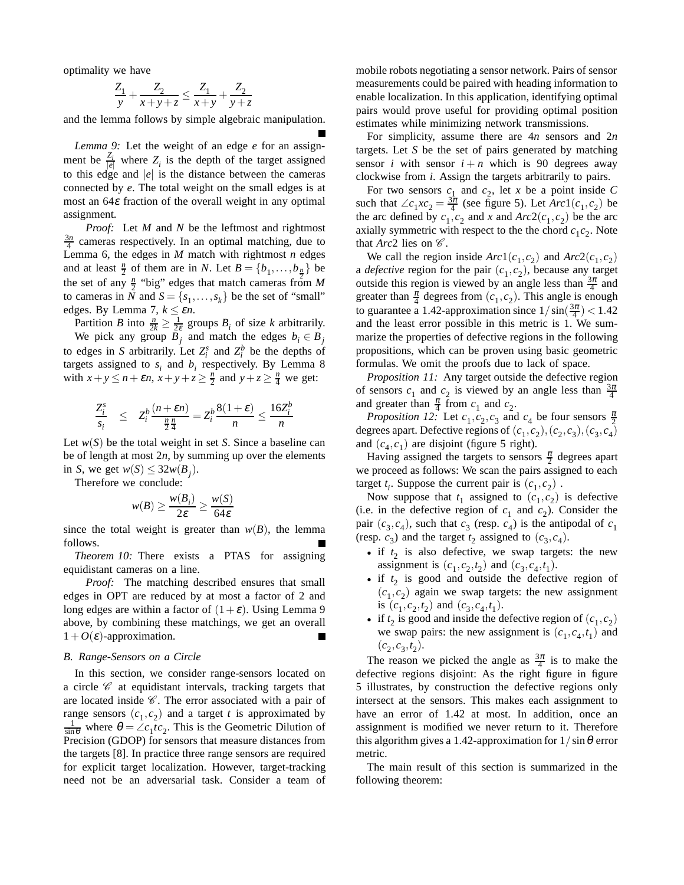optimality we have

$$\frac{Z_1}{y} + \frac{Z_2}{x+y+z} \leq \frac{Z_1}{x+y} + \frac{Z_2}{y+z}$$

and the lemma follows by simple algebraic manipulation. ∎

*Lemma 9:* Let the weight of an edge $e$ for an assignment be $\frac{Z_i}{|e|}$ where $Z_i$ is the depth of the target assigned to this edge and $|e|$ is the distance between the cameras connected by $e$. The total weight on the small edges is at most an $64\varepsilon$ fraction of the overall weight in any optimal assignment.

*Proof:* Let $M$ and $N$ be the leftmost and rightmost $\frac{3n}{4}$ cameras respectively. In an optimal matching, due to Lemma 6, the edges in $M$ match with rightmost $n$ edges and at least $\frac{n}{2}$ of them are in $N$. Let $B = \{b_1, \ldots, b_{\frac{n}{2}}\}$ be the set of any $\frac{n}{2}$ "big" edges that match cameras from $M$ to cameras in $N$ and $S = \{s_1, \ldots, s_k\}$ be the set of "small" edges. By Lemma 7, $k \leq \varepsilon n$.

Partition $B$ into $\frac{n}{2k} \geq \frac{1}{2\varepsilon}$ groups $B_i$ of size $k$ arbitrarily. We pick any group $B_j$ and match the edges $b_i \in B_j$ to edges in $S$ arbitrarily. Let $Z_i^s$ and $Z_i^b$ be the depths of targets assigned to $s_i$ and $b_i$ respectively. By Lemma 8 with $x+y \leq n+\varepsilon n$, $x+y+z \geq \frac{n}{2}$ and $y+z \geq \frac{n}{4}$ we get:

$$\frac{Z_i^s}{s_i} \leq Z_i^b \frac{(n+\varepsilon n)}{\frac{n}{2}\frac{n}{4}} = Z_i^b \frac{8(1+\varepsilon)}{n} \leq \frac{16 Z_i^b}{n}$$

Let $w(S)$ be the total weight in set $S$. Since a baseline can be of length at most $2n$, by summing up over the elements in $S$, we get $w(S) \leq 32 w(B_j)$.

Therefore we conclude:

$$w(B) \geq \frac{w(B_i)}{2\varepsilon} \geq \frac{w(S)}{64\varepsilon}$$

since the total weight is greater than $w(B)$, the lemma follows. ∎

*Theorem 10:* There exists a PTAS for assigning equidistant cameras on a line.

*Proof:* The matching described ensures that small edges in OPT are reduced by at most a factor of 2 and long edges are within a factor of $(1+\varepsilon)$. Using Lemma 9 above, by combining these matchings, we get an overall $1+O(\varepsilon)$-approximation. ∎

### *B. Range-Sensors on a Circle*

In this section, we consider range-sensors located on a circle $\mathscr{C}$ at equidistant intervals, tracking targets that are located inside $\mathscr{C}$. The error associated with a pair of range sensors $(c_1, c_2)$ and a target $t$ is approximated by $\frac{1}{\sin\theta}$ where $\theta = \angle c_1 t c_2$. This is the Geometric Dilution of Precision (GDOP) for sensors that measure distances from the targets [8]. In practice three range sensors are required for explicit target localization. However, target-tracking need not be an adversarial task. Consider a team of mobile robots negotiating a sensor network. Pairs of sensor measurements could be paired with heading information to enable localization. In this application, identifying optimal pairs would prove useful for providing optimal position estimates while minimizing network transmissions.

For simplicity, assume there are $4n$ sensors and $2n$ targets. Let $S$ be the set of pairs generated by matching sensor $i$ with sensor $i+n$ which is 90 degrees away clockwise from $i$. Assign the targets arbitrarily to pairs.

For two sensors $c_1$ and $c_2$, let $x$ be a point inside $C$ such that $\angle c_1 x c_2 = \frac{3\pi}{4}$ (see figure 5). Let $Arc1(c_1, c_2)$ be the arc defined by $c_1, c_2$ and $x$ and $Arc2(c_1, c_2)$ be the arc axially symmetric with respect to the the chord $c_1 c_2$. Note that $Arc2$ lies on $\mathscr{C}$.

We call the region inside $Arc1(c_1, c_2)$ and $Arc2(c_1, c_2)$ a *defective* region for the pair $(c_1, c_2)$, because any target outside this region is viewed by an angle less than $\frac{3\pi}{4}$ and greater than $\frac{\pi}{4}$ degrees from $(c_1, c_2)$. This angle is enough to guarantee a 1.42-approximation since $1/\sin(\frac{3\pi}{4}) < 1.42$ and the least error possible in this metric is 1. We summarize the properties of defective regions in the following propositions, which can be proven using basic geometric formulas. We omit the proofs due to lack of space.

*Proposition 11:* Any target outside the defective region of sensors $c_1$ and $c_2$ is viewed by an angle less than $\frac{3\pi}{4}$ and greater than $\frac{\pi}{4}$ from $c_1$ and $c_2$.

*Proposition 12:* Let $c_1, c_2, c_3$ and $c_4$ be four sensors $\frac{\pi}{2}$ degrees apart. Defective regions of $(c_1, c_2), (c_2, c_3), (c_3, c_4)$ and $(c_4, c_1)$ are disjoint (figure 5 right).

Having assigned the targets to sensors $\frac{\pi}{2}$ degrees apart we proceed as follows: We scan the pairs assigned to each target $t_i$. Suppose the current pair is $(c_1, c_2)$ .

Now suppose that $t_1$ assigned to $(c_1, c_2)$ is defective (i.e. in the defective region of $c_1$ and $c_2$). Consider the pair $(c_3, c_4)$, such that $c_3$ (resp. $c_4$) is the antipodal of $c_1$ (resp. $c_3$) and the target $t_2$ assigned to $(c_3, c_4)$.

- if $t_2$ is also defective, we swap targets: the new assignment is $(c_1, c_2, t_2)$ and $(c_3, c_4, t_1)$.
- if $t_2$ is good and outside the defective region of $(c_1, c_2)$ again we swap targets: the new assignment is $(c_1, c_2, t_2)$ and $(c_3, c_4, t_1)$.
- if $t_2$ is good and inside the defective region of $(c_1, c_2)$ we swap pairs: the new assignment is $(c_1, c_4, t_1)$ and $(c_2, c_3, t_2)$.

The reason we picked the angle as $\frac{3\pi}{4}$ is to make the defective regions disjoint: As the right figure in figure 5 illustrates, by construction the defective regions only intersect at the sensors. This makes each assignment to have an error of 1.42 at most. In addition, once an assignment is modified we never return to it. Therefore this algorithm gives a 1.42-approximation for $1/\sin\theta$ error metric.

The main result of this section is summarized in the following theorem: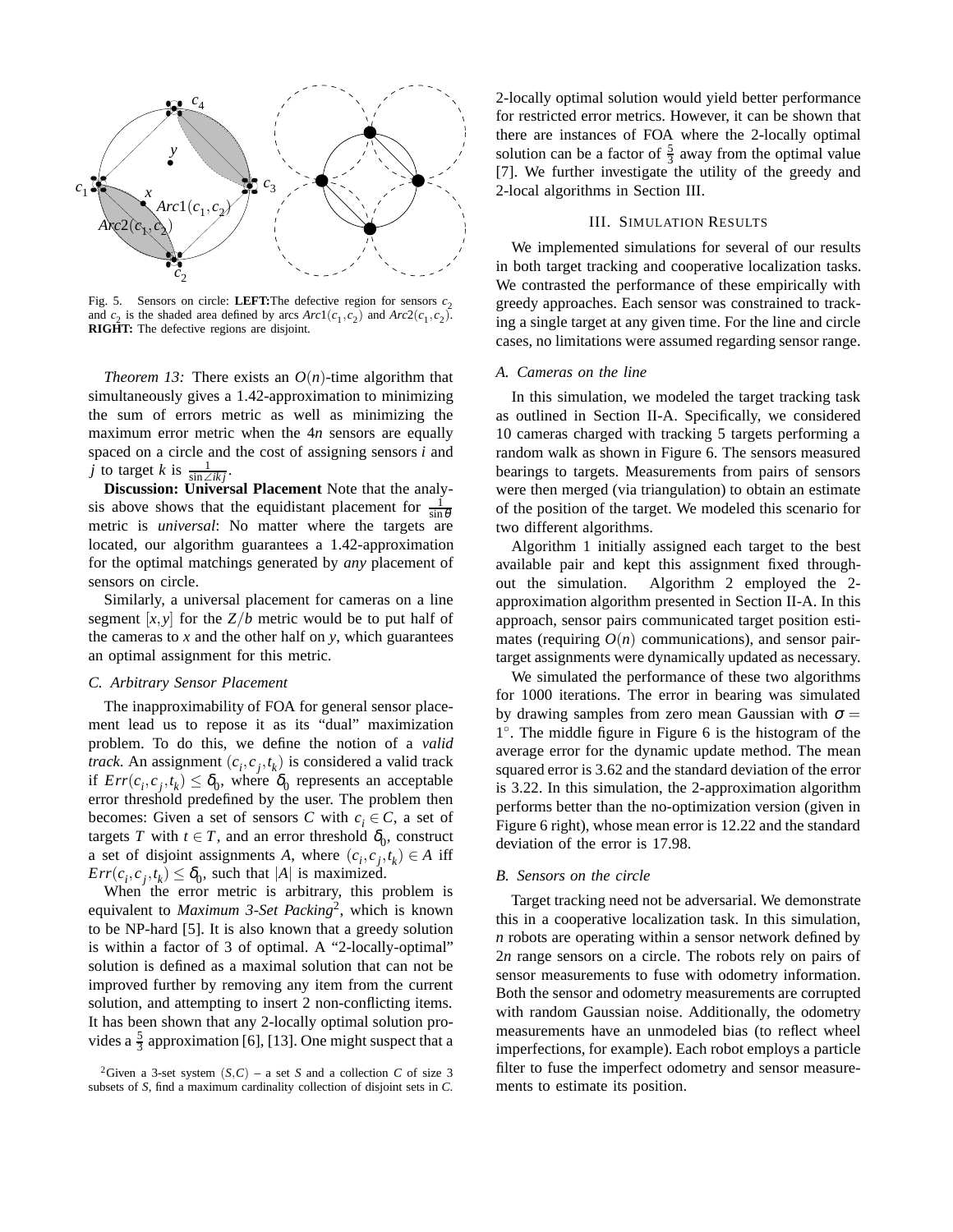Fig. 5. Sensors on circle: **LEFT:**The defective region for sensors $c_2$ and $c_2$ is the shaded area defined by arcs $Arc1(c_1, c_2)$ and $Arc2(c_1, c_2)$. **RIGHT:** The defective regions are disjoint.

*Theorem 13:* There exists an $O(n)$-time algorithm that simultaneously gives a 1.42-approximation to minimizing the sum of errors metric as well as minimizing the maximum error metric when the $4n$ sensors are equally spaced on a circle and the cost of assigning sensors $i$ and $j$ to target $k$ is $\frac{1}{\sin \angle ikj}$.

**Discussion: Universal Placement** Note that the analysis above shows that the equidistant placement for $\frac{1}{\sin \theta}$ metric is *universal*: No matter where the targets are located, our algorithm guarantees a 1.42-approximation for the optimal matchings generated by *any* placement of sensors on circle.

Similarly, a universal placement for cameras on a line segment $[x, y]$ for the $Z/b$ metric would be to put half of the cameras to $x$ and the other half on $y$, which guarantees an optimal assignment for this metric.

### C. Arbitrary Sensor Placement

The inapproximability of FOA for general sensor placement lead us to repose it as its "dual" maximization problem. To do this, we define the notion of a *valid track*. An assignment $(c_i, c_j, t_k)$ is considered a valid track if $Err(c_i, c_j, t_k) \leq \delta_0$, where $\delta_0$ represents an acceptable error threshold predefined by the user. The problem then becomes: Given a set of sensors $C$ with $c_i \in C$, a set of targets $T$ with $t \in T$, and an error threshold $\delta_0$, construct a set of disjoint assignments $A$, where $(c_i, c_j, t_k) \in A$ iff $Err(c_i, c_j, t_k) \leq \delta_0$, such that $|A|$ is maximized.

When the error metric is arbitrary, this problem is equivalent to *Maximum 3-Set Packing*[2], which is known to be NP-hard [5]. It is also known that a greedy solution is within a factor of 3 of optimal. A "2-locally-optimal" solution is defined as a maximal solution that can not be improved further by removing any item from the current solution, and attempting to insert 2 non-conflicting items. It has been shown that any 2-locally optimal solution provides a $\frac{5}{3}$ approximation [6], [13]. One might suspect that a 2-locally optimal solution would yield better performance for restricted error metrics. However, it can be shown that there are instances of FOA where the 2-locally optimal solution can be a factor of $\frac{5}{3}$ away from the optimal value [7]. We further investigate the utility of the greedy and 2-local algorithms in Section III.

[2]Given a 3-set system $(S, C)$ – a set $S$ and a collection $C$ of size 3 subsets of $S$, find a maximum cardinality collection of disjoint sets in $C$.

## III. Simulation Results

We implemented simulations for several of our results in both target tracking and cooperative localization tasks. We contrasted the performance of these empirically with greedy approaches. Each sensor was constrained to tracking a single target at any given time. For the line and circle cases, no limitations were assumed regarding sensor range.

### A. Cameras on the line

In this simulation, we modeled the target tracking task as outlined in Section II-A. Specifically, we considered 10 cameras charged with tracking 5 targets performing a random walk as shown in Figure 6. The sensors measured bearings to targets. Measurements from pairs of sensors were then merged (via triangulation) to obtain an estimate of the position of the target. We modeled this scenario for two different algorithms.

Algorithm 1 initially assigned each target to the best available pair and kept this assignment fixed throughout the simulation. Algorithm 2 employed the 2-approximation algorithm presented in Section II-A. In this approach, sensor pairs communicated target position estimates (requiring $O(n)$ communications), and sensor pair-target assignments were dynamically updated as necessary.

We simulated the performance of these two algorithms for 1000 iterations. The error in bearing was simulated by drawing samples from zero mean Gaussian with $\sigma = 1^{\circ}$. The middle figure in Figure 6 is the histogram of the average error for the dynamic update method. The mean squared error is 3.62 and the standard deviation of the error is 3.22. In this simulation, the 2-approximation algorithm performs better than the no-optimization version (given in Figure 6 right), whose mean error is 12.22 and the standard deviation of the error is 17.98.

### B. Sensors on the circle

Target tracking need not be adversarial. We demonstrate this in a cooperative localization task. In this simulation, $n$ robots are operating within a sensor network defined by $2n$ range sensors on a circle. The robots rely on pairs of sensor measurements to fuse with odometry information. Both the sensor and odometry measurements are corrupted with random Gaussian noise. Additionally, the odometry measurements have an unmodeled bias (to reflect wheel imperfections, for example). Each robot employs a particle filter to fuse the imperfect odometry and sensor measurements to estimate its position.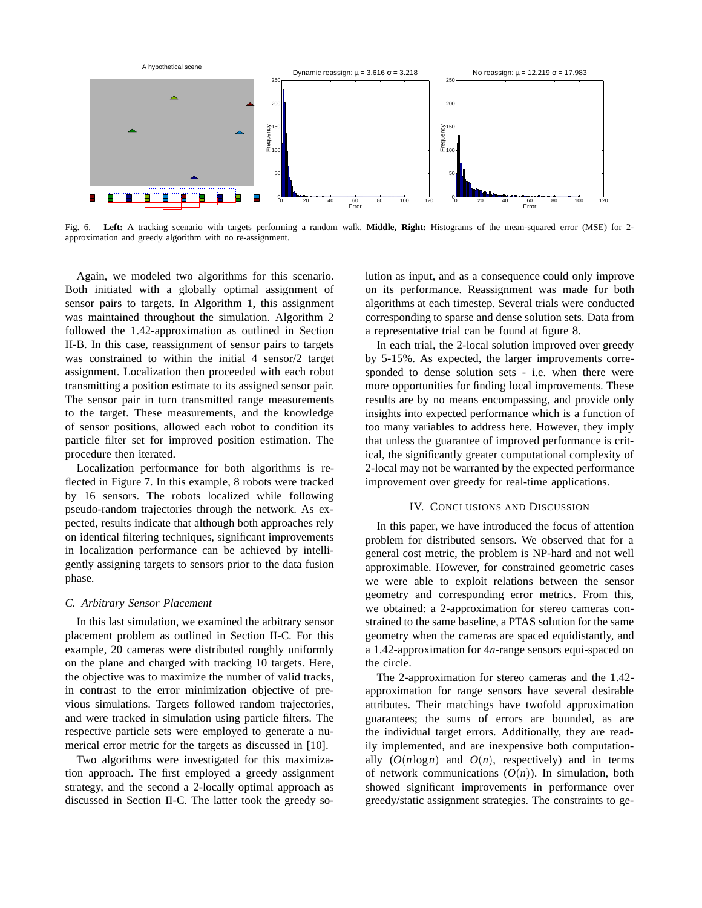Fig. 6. **Left:** A tracking scenario with targets performing a random walk. **Middle, Right:** Histograms of the mean-squared error (MSE) for 2-approximation and greedy algorithm with no re-assignment.

Again, we modeled two algorithms for this scenario. Both initiated with a globally optimal assignment of sensor pairs to targets. In Algorithm 1, this assignment was maintained throughout the simulation. Algorithm 2 followed the 1.42-approximation as outlined in Section II-B. In this case, reassignment of sensor pairs to targets was constrained to within the initial 4 sensor/2 target assignment. Localization then proceeded with each robot transmitting a position estimate to its assigned sensor pair. The sensor pair in turn transmitted range measurements to the target. These measurements, and the knowledge of sensor positions, allowed each robot to condition its particle filter set for improved position estimation. The procedure then iterated.

Localization performance for both algorithms is reflected in Figure 7. In this example, 8 robots were tracked by 16 sensors. The robots localized while following pseudo-random trajectories through the network. As expected, results indicate that although both approaches rely on identical filtering techniques, significant improvements in localization performance can be achieved by intelligently assigning targets to sensors prior to the data fusion phase.

### C. Arbitrary Sensor Placement

In this last simulation, we examined the arbitrary sensor placement problem as outlined in Section II-C. For this example, 20 cameras were distributed roughly uniformly on the plane and charged with tracking 10 targets. Here, the objective was to maximize the number of valid tracks, in contrast to the error minimization objective of previous simulations. Targets followed random trajectories, and were tracked in simulation using particle filters. The respective particle sets were employed to generate a numerical error metric for the targets as discussed in [10].

Two algorithms were investigated for this maximization approach. The first employed a greedy assignment strategy, and the second a 2-locally optimal approach as discussed in Section II-C. The latter took the greedy solution as input, and as a consequence could only improve on its performance. Reassignment was made for both algorithms at each timestep. Several trials were conducted corresponding to sparse and dense solution sets. Data from a representative trial can be found at figure 8.

In each trial, the 2-local solution improved over greedy by 5-15%. As expected, the larger improvements corresponded to dense solution sets - i.e. when there were more opportunities for finding local improvements. These results are by no means encompassing, and provide only insights into expected performance which is a function of too many variables to address here. However, they imply that unless the guarantee of improved performance is critical, the significantly greater computational complexity of 2-local may not be warranted by the expected performance improvement over greedy for real-time applications.

## IV. Conclusions and Discussion

In this paper, we have introduced the focus of attention problem for distributed sensors. We observed that for a general cost metric, the problem is NP-hard and not well approximable. However, for constrained geometric cases we were able to exploit relations between the sensor geometry and corresponding error metrics. From this, we obtained: a 2-approximation for stereo cameras constrained to the same baseline, a PTAS solution for the same geometry when the cameras are spaced equidistantly, and a 1.42-approximation for $4n$-range sensors equi-spaced on the circle.

The 2-approximation for stereo cameras and the 1.42-approximation for range sensors have several desirable attributes. Their matchings have twofold approximation guarantees; the sums of errors are bounded, as are the individual target errors. Additionally, they are readily implemented, and are inexpensive both computationally ($O(n \log n)$ and $O(n)$, respectively) and in terms of network communications ($O(n)$). In simulation, both showed significant improvements in performance over greedy/static assignment strategies. The constraints to ge-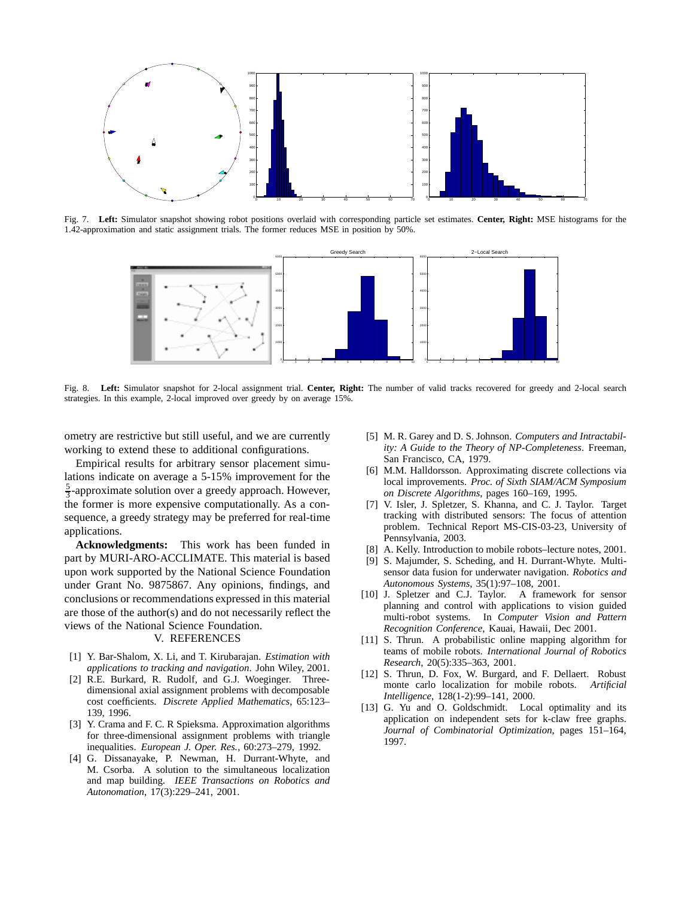Fig. 7. **Left:** Simulator snapshot showing robot positions overlaid with corresponding particle set estimates. **Center, Right:** MSE histograms for the 1.42-approximation and static assignment trials. The former reduces MSE in position by 50%.

Fig. 8. **Left:** Simulator snapshot for 2-local assignment trial. **Center, Right:** The number of valid tracks recovered for greedy and 2-local search strategies. In this example, 2-local improved over greedy by on average 15%.

ometry are restrictive but still useful, and we are currently working to extend these to additional configurations.

Empirical results for arbitrary sensor placement simulations indicate on average a 5-15% improvement for the $\frac{5}{3}$-approximate solution over a greedy approach. However, the former is more expensive computationally. As a consequence, a greedy strategy may be preferred for real-time applications.

**Acknowledgments:** This work has been funded in part by MURI-ARO-ACCLIMATE. This material is based upon work supported by the National Science Foundation under Grant No. 9875867. Any opinions, findings, and conclusions or recommendations expressed in this material are those of the author(s) and do not necessarily reflect the views of the National Science Foundation.

## V. REFERENCES

[1] Y. Bar-Shalom, X. Li, and T. Kirubarajan. *Estimation with applications to tracking and navigation*. John Wiley, 2001.

[2] R.E. Burkard, R. Rudolf, and G.J. Woeginger. Three-dimensional axial assignment problems with decomposable cost coefficients. *Discrete Applied Mathematics*, 65:123–139, 1996.

[3] Y. Crama and F. C. R Spieksma. Approximation algorithms for three-dimensional assignment problems with triangle inequalities. *European J. Oper. Res.*, 60:273–279, 1992.

[4] G. Dissanayake, P. Newman, H. Durrant-Whyte, and M. Csorba. A solution to the simultaneous localization and map building. *IEEE Transactions on Robotics and Autonomation*, 17(3):229–241, 2001.

[5] M. R. Garey and D. S. Johnson. *Computers and Intractability: A Guide to the Theory of NP-Completeness*. Freeman, San Francisco, CA, 1979.

[6] M.M. Halldorsson. Approximating discrete collections via local improvements. *Proc. of Sixth SIAM/ACM Symposium on Discrete Algorithms*, pages 160–169, 1995.

[7] V. Isler, J. Spletzer, S. Khanna, and C. J. Taylor. Target tracking with distributed sensors: The focus of attention problem. Technical Report MS-CIS-03-23, University of Pennsylvania, 2003.

[8] A. Kelly. Introduction to mobile robots–lecture notes, 2001.

[9] S. Majumder, S. Scheding, and H. Durrant-Whyte. Multi-sensor data fusion for underwater navigation. *Robotics and Autonomous Systems*, 35(1):97–108, 2001.

[10] J. Spletzer and C.J. Taylor. A framework for sensor planning and control with applications to vision guided multi-robot systems. In *Computer Vision and Pattern Recognition Conference*, Kauai, Hawaii, Dec 2001.

[11] S. Thrun. A probabilistic online mapping algorithm for teams of mobile robots. *International Journal of Robotics Research*, 20(5):335–363, 2001.

[12] S. Thrun, D. Fox, W. Burgard, and F. Dellaert. Robust monte carlo localization for mobile robots. *Artificial Intelligence*, 128(1-2):99–141, 2000.

[13] G. Yu and O. Goldschmidt. Local optimality and its application on independent sets for k-claw free graphs. *Journal of Combinatorial Optimization*, pages 151–164, 1997.